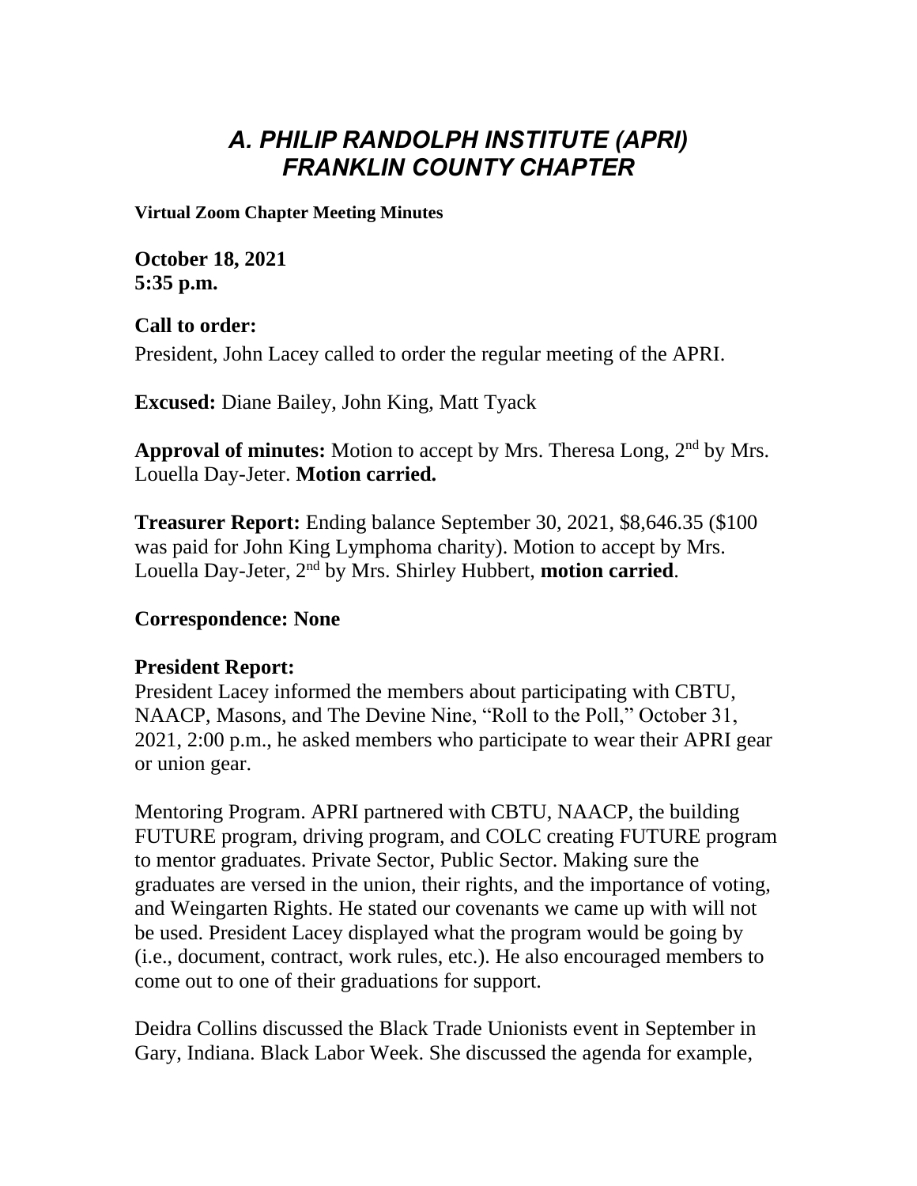# *A. PHILIP RANDOLPH INSTITUTE (APRI) FRANKLIN COUNTY CHAPTER*

**Virtual Zoom Chapter Meeting Minutes**

**October 18, 2021**
**5:35 p.m.**

**Call to order:**
President, John Lacey called to order the regular meeting of the APRI.

**Excused:** Diane Bailey, John King, Matt Tyack

**Approval of minutes:** Motion to accept by Mrs. Theresa Long, 2nd by Mrs. Louella Day-Jeter. **Motion carried.**

**Treasurer Report:** Ending balance September 30, 2021, $8,646.35 ($100 was paid for John King Lymphoma charity). Motion to accept by Mrs. Louella Day-Jeter, 2nd by Mrs. Shirley Hubbert, **motion carried**.

**Correspondence: None**

**President Report:**
President Lacey informed the members about participating with CBTU, NAACP, Masons, and The Devine Nine, "Roll to the Poll," October 31, 2021, 2:00 p.m., he asked members who participate to wear their APRI gear or union gear.

Mentoring Program. APRI partnered with CBTU, NAACP, the building FUTURE program, driving program, and COLC creating FUTURE program to mentor graduates. Private Sector, Public Sector. Making sure the graduates are versed in the union, their rights, and the importance of voting, and Weingarten Rights. He stated our covenants we came up with will not be used. President Lacey displayed what the program would be going by (i.e., document, contract, work rules, etc.). He also encouraged members to come out to one of their graduations for support.

Deidra Collins discussed the Black Trade Unionists event in September in Gary, Indiana. Black Labor Week. She discussed the agenda for example,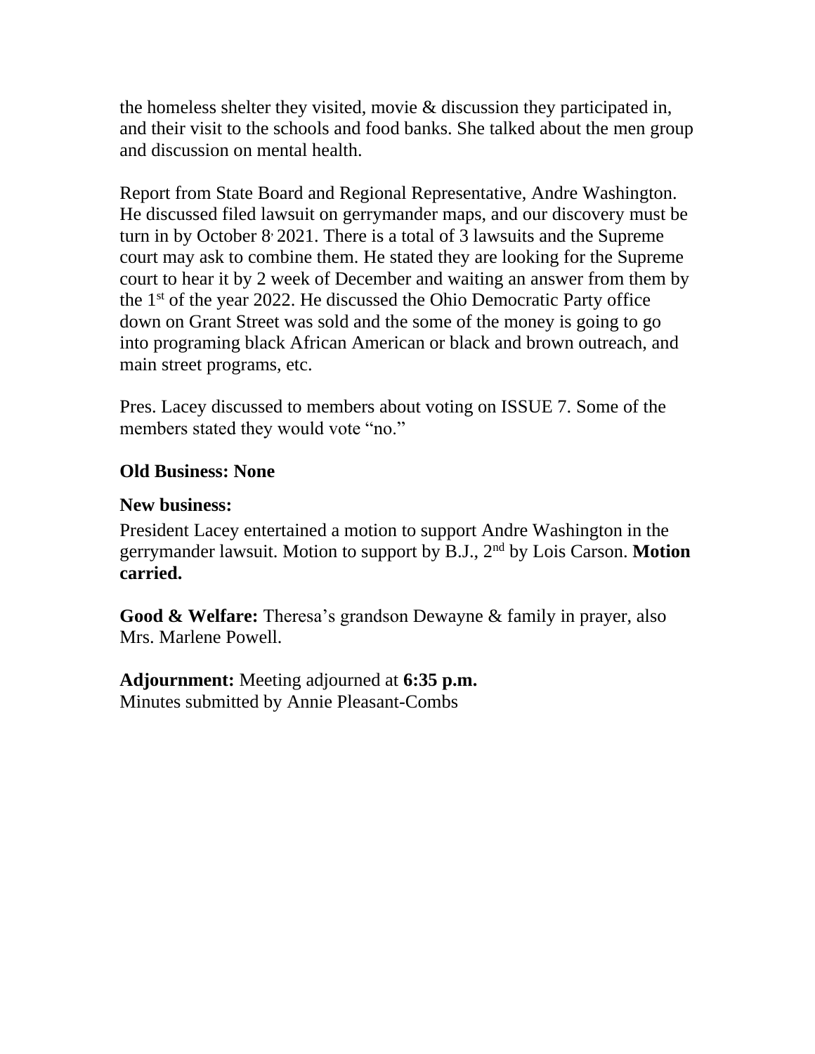the homeless shelter they visited, movie & discussion they participated in, and their visit to the schools and food banks. She talked about the men group and discussion on mental health.

Report from State Board and Regional Representative, Andre Washington. He discussed filed lawsuit on gerrymander maps, and our discovery must be turn in by October 8, 2021. There is a total of 3 lawsuits and the Supreme court may ask to combine them. He stated they are looking for the Supreme court to hear it by 2 week of December and waiting an answer from them by the 1st of the year 2022. He discussed the Ohio Democratic Party office down on Grant Street was sold and the some of the money is going to go into programing black African American or black and brown outreach, and main street programs, etc.

Pres. Lacey discussed to members about voting on ISSUE 7. Some of the members stated they would vote "no."

**Old Business: None**

**New business:**

President Lacey entertained a motion to support Andre Washington in the gerrymander lawsuit. Motion to support by B.J., 2nd by Lois Carson. **Motion carried.**

**Good & Welfare:** Theresa's grandson Dewayne & family in prayer, also Mrs. Marlene Powell.

**Adjournment:** Meeting adjourned at **6:35 p.m.**
Minutes submitted by Annie Pleasant-Combs